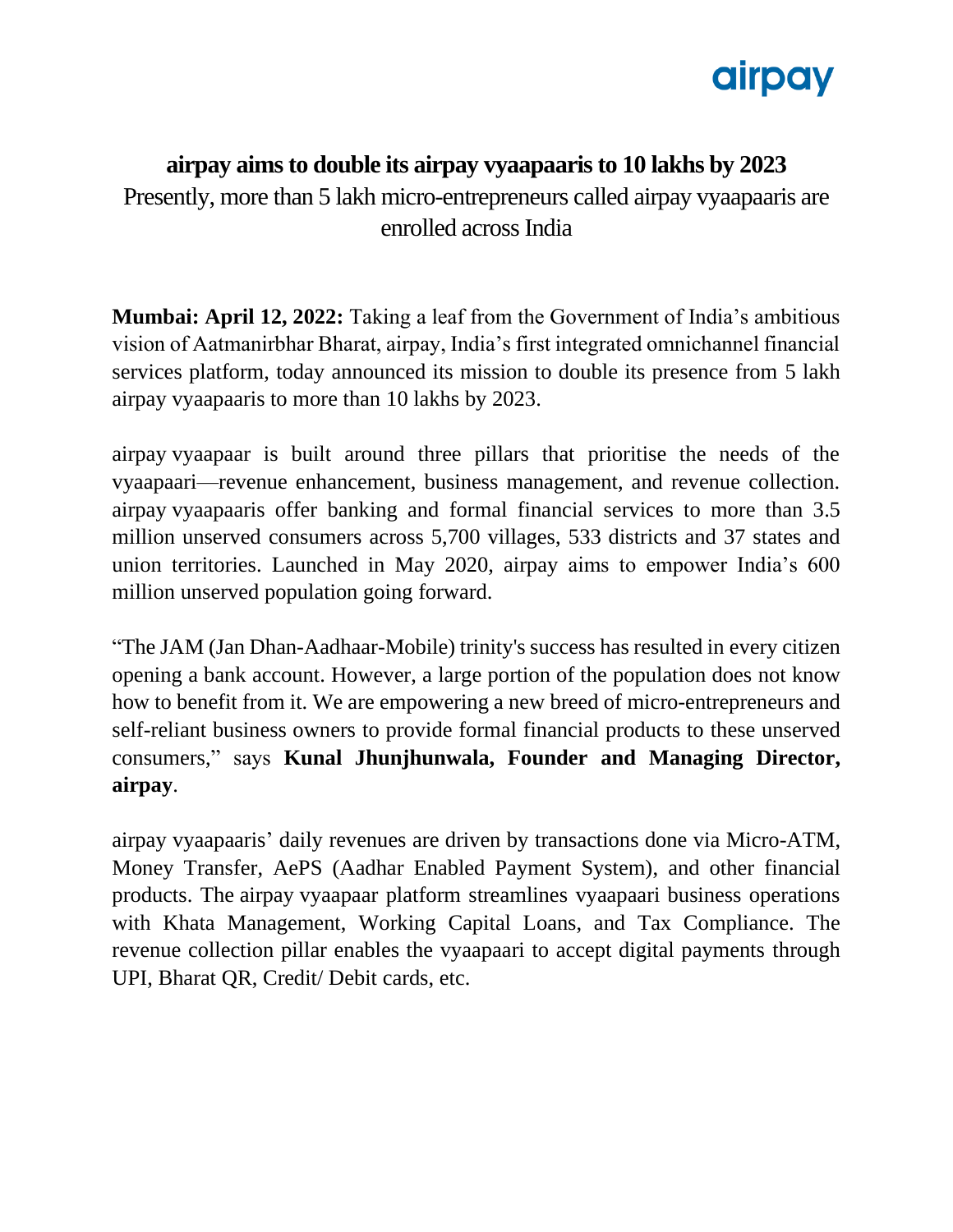airpay

# airpay aims to double its airpay vyaapaaris to 10 lakhs by 2023

Presently, more than 5 lakh micro-entrepreneurs called airpay vyaapaaris are enrolled across India

**Mumbai: April 12, 2022:** Taking a leaf from the Government of India's ambitious vision of Aatmanirbhar Bharat, airpay, India's first integrated omnichannel financial services platform, today announced its mission to double its presence from 5 lakh airpay vyaapaaris to more than 10 lakhs by 2023.

airpay vyaapaar is built around three pillars that prioritise the needs of the vyaapaari—revenue enhancement, business management, and revenue collection. airpay vyaapaaris offer banking and formal financial services to more than 3.5 million unserved consumers across 5,700 villages, 533 districts and 37 states and union territories. Launched in May 2020, airpay aims to empower India's 600 million unserved population going forward.

"The JAM (Jan Dhan-Aadhaar-Mobile) trinity's success has resulted in every citizen opening a bank account. However, a large portion of the population does not know how to benefit from it. We are empowering a new breed of micro-entrepreneurs and self-reliant business owners to provide formal financial products to these unserved consumers," says **Kunal Jhunjhunwala, Founder and Managing Director, airpay**.

airpay vyaapaaris' daily revenues are driven by transactions done via Micro-ATM, Money Transfer, AePS (Aadhar Enabled Payment System), and other financial products. The airpay vyaapaar platform streamlines vyaapaari business operations with Khata Management, Working Capital Loans, and Tax Compliance. The revenue collection pillar enables the vyaapaari to accept digital payments through UPI, Bharat QR, Credit/ Debit cards, etc.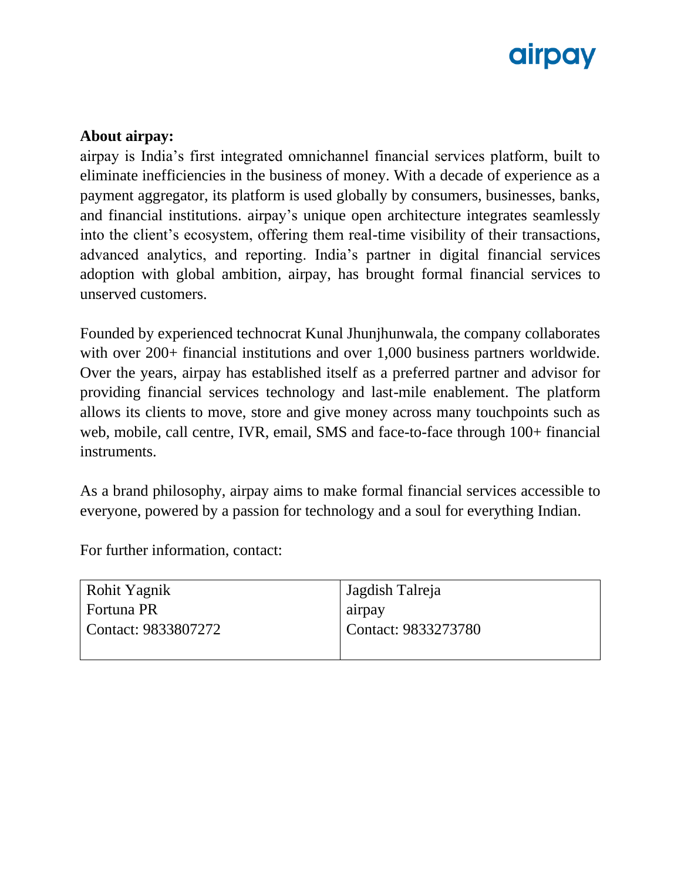**About airpay:**

airpay is India's first integrated omnichannel financial services platform, built to eliminate inefficiencies in the business of money. With a decade of experience as a payment aggregator, its platform is used globally by consumers, businesses, banks, and financial institutions. airpay's unique open architecture integrates seamlessly into the client's ecosystem, offering them real-time visibility of their transactions, advanced analytics, and reporting. India's partner in digital financial services adoption with global ambition, airpay, has brought formal financial services to unserved customers.

Founded by experienced technocrat Kunal Jhunjhunwala, the company collaborates with over 200+ financial institutions and over 1,000 business partners worldwide. Over the years, airpay has established itself as a preferred partner and advisor for providing financial services technology and last-mile enablement. The platform allows its clients to move, store and give money across many touchpoints such as web, mobile, call centre, IVR, email, SMS and face-to-face through 100+ financial instruments.

As a brand philosophy, airpay aims to make formal financial services accessible to everyone, powered by a passion for technology and a soul for everything Indian.

For further information, contact:

| | |
|---|---|
| Rohit Yagnik<br>Fortuna PR<br>Contact: 9833807272 | Jagdish Talreja<br>airpay<br>Contact: 9833273780 |